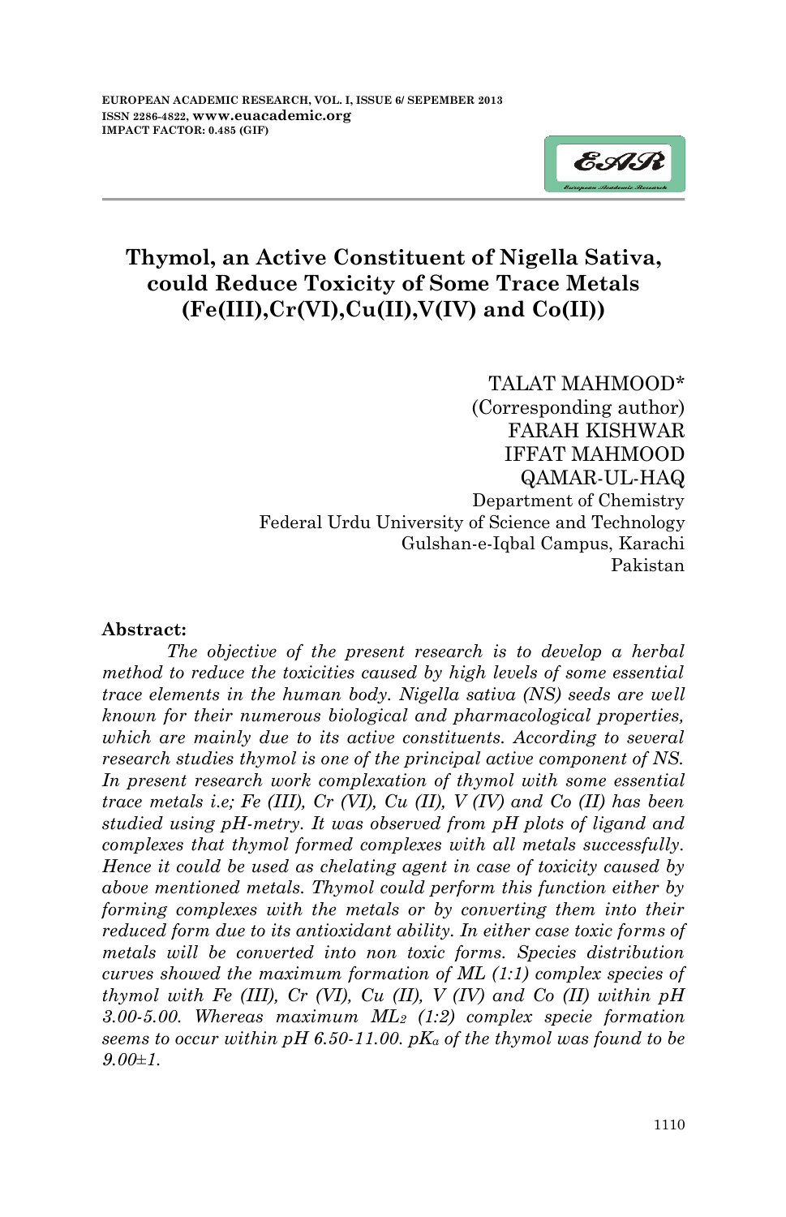# Thymol, an Active Constituent of Nigella Sativa, could Reduce Toxicity of Some Trace Metals (Fe(III),Cr(VI),Cu(II),V(IV) and Co(II))

TALAT MAHMOOD*
(Corresponding author)
FARAH KISHWAR
IFFAT MAHMOOD
QAMAR-UL-HAQ
Department of Chemistry
Federal Urdu University of Science and Technology
Gulshan-e-Iqbal Campus, Karachi
Pakistan

**Abstract:**

*The objective of the present research is to develop a herbal method to reduce the toxicities caused by high levels of some essential trace elements in the human body. Nigella sativa (NS) seeds are well known for their numerous biological and pharmacological properties, which are mainly due to its active constituents. According to several research studies thymol is one of the principal active component of NS. In present research work complexation of thymol with some essential trace metals i.e; Fe (III), Cr (VI), Cu (II), V (IV) and Co (II) has been studied using pH-metry. It was observed from pH plots of ligand and complexes that thymol formed complexes with all metals successfully. Hence it could be used as chelating agent in case of toxicity caused by above mentioned metals. Thymol could perform this function either by forming complexes with the metals or by converting them into their reduced form due to its antioxidant ability. In either case toxic forms of metals will be converted into non toxic forms. Species distribution curves showed the maximum formation of ML (1:1) complex species of thymol with Fe (III), Cr (VI), Cu (II), V (IV) and Co (II) within pH 3.00-5.00. Whereas maximum $ML_2$ (1:2) complex specie formation seems to occur within pH 6.50-11.00. $pK_a$ of the thymol was found to be 9.00±1.*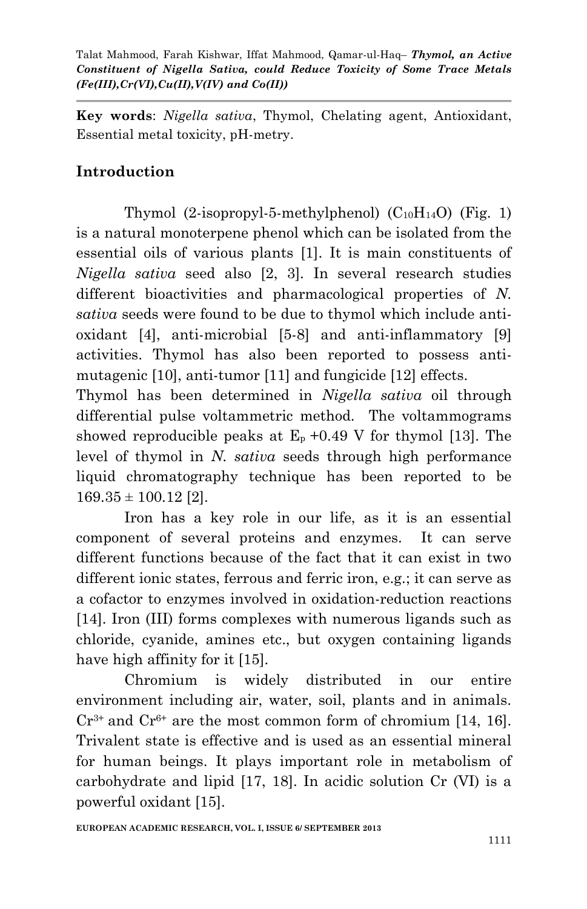**Key words**: *Nigella sativa*, Thymol, Chelating agent, Antioxidant, Essential metal toxicity, pH-metry.

## Introduction

Thymol (2-isopropyl-5-methylphenol) ($C_{10}H_{14}O$) (Fig. 1) is a natural monoterpene phenol which can be isolated from the essential oils of various plants [1]. It is main constituents of *Nigella sativa* seed also [2, 3]. In several research studies different bioactivities and pharmacological properties of *N. sativa* seeds were found to be due to thymol which include anti-oxidant [4], anti-microbial [5-8] and anti-inflammatory [9] activities. Thymol has also been reported to possess anti-mutagenic [10], anti-tumor [11] and fungicide [12] effects.

Thymol has been determined in *Nigella sativa* oil through differential pulse voltammetric method. The voltammograms showed reproducible peaks at $E_p$ +0.49 V for thymol [13]. The level of thymol in *N. sativa* seeds through high performance liquid chromatography technique has been reported to be $169.35 \pm 100.12$ [2].

Iron has a key role in our life, as it is an essential component of several proteins and enzymes. It can serve different functions because of the fact that it can exist in two different ionic states, ferrous and ferric iron, e.g.; it can serve as a cofactor to enzymes involved in oxidation-reduction reactions [14]. Iron (III) forms complexes with numerous ligands such as chloride, cyanide, amines etc., but oxygen containing ligands have high affinity for it [15].

Chromium is widely distributed in our entire environment including air, water, soil, plants and in animals. $Cr^{3+}$ and $Cr^{6+}$ are the most common form of chromium [14, 16]. Trivalent state is effective and is used as an essential mineral for human beings. It plays important role in metabolism of carbohydrate and lipid [17, 18]. In acidic solution Cr (VI) is a powerful oxidant [15].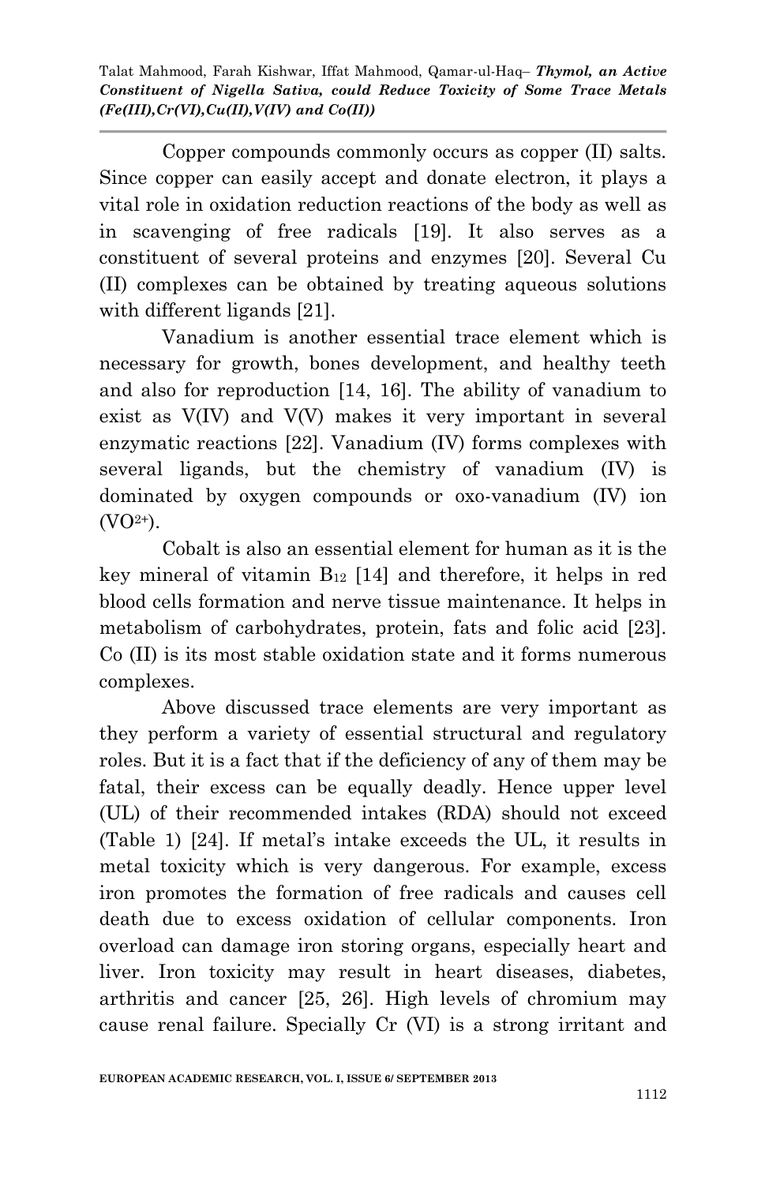Copper compounds commonly occurs as copper (II) salts. Since copper can easily accept and donate electron, it plays a vital role in oxidation reduction reactions of the body as well as in scavenging of free radicals [19]. It also serves as a constituent of several proteins and enzymes [20]. Several Cu (II) complexes can be obtained by treating aqueous solutions with different ligands [21].

Vanadium is another essential trace element which is necessary for growth, bones development, and healthy teeth and also for reproduction [14, 16]. The ability of vanadium to exist as V(IV) and V(V) makes it very important in several enzymatic reactions [22]. Vanadium (IV) forms complexes with several ligands, but the chemistry of vanadium (IV) is dominated by oxygen compounds or oxo-vanadium (IV) ion ($VO^{2+}$).

Cobalt is also an essential element for human as it is the key mineral of vitamin $B_{12}$ [14] and therefore, it helps in red blood cells formation and nerve tissue maintenance. It helps in metabolism of carbohydrates, protein, fats and folic acid [23]. Co (II) is its most stable oxidation state and it forms numerous complexes.

Above discussed trace elements are very important as they perform a variety of essential structural and regulatory roles. But it is a fact that if the deficiency of any of them may be fatal, their excess can be equally deadly. Hence upper level (UL) of their recommended intakes (RDA) should not exceed (Table 1) [24]. If metal's intake exceeds the UL, it results in metal toxicity which is very dangerous. For example, excess iron promotes the formation of free radicals and causes cell death due to excess oxidation of cellular components. Iron overload can damage iron storing organs, especially heart and liver. Iron toxicity may result in heart diseases, diabetes, arthritis and cancer [25, 26]. High levels of chromium may cause renal failure. Specially Cr (VI) is a strong irritant and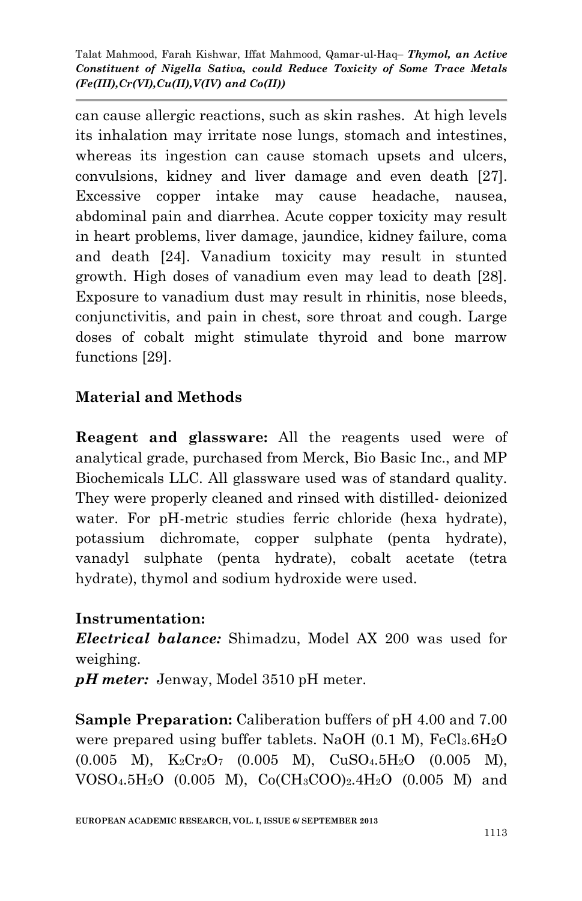can cause allergic reactions, such as skin rashes. At high levels its inhalation may irritate nose lungs, stomach and intestines, whereas its ingestion can cause stomach upsets and ulcers, convulsions, kidney and liver damage and even death [27]. Excessive copper intake may cause headache, nausea, abdominal pain and diarrhea. Acute copper toxicity may result in heart problems, liver damage, jaundice, kidney failure, coma and death [24]. Vanadium toxicity may result in stunted growth. High doses of vanadium even may lead to death [28]. Exposure to vanadium dust may result in rhinitis, nose bleeds, conjunctivitis, and pain in chest, sore throat and cough. Large doses of cobalt might stimulate thyroid and bone marrow functions [29].

## Material and Methods

**Reagent and glassware:** All the reagents used were of analytical grade, purchased from Merck, Bio Basic Inc., and MP Biochemicals LLC. All glassware used was of standard quality. They were properly cleaned and rinsed with distilled- deionized water. For pH-metric studies ferric chloride (hexa hydrate), potassium dichromate, copper sulphate (penta hydrate), vanadyl sulphate (penta hydrate), cobalt acetate (tetra hydrate), thymol and sodium hydroxide were used.

**Instrumentation:**

***Electrical balance:*** Shimadzu, Model AX 200 was used for weighing.

***pH meter:*** Jenway, Model 3510 pH meter.

**Sample Preparation:** Caliberation buffers of pH 4.00 and 7.00 were prepared using buffer tablets. NaOH (0.1 M), $FeCl_3.6H_2O$ (0.005 M), $K_2Cr_2O_7$ (0.005 M), $CuSO_4.5H_2O$ (0.005 M), $VOSO_4.5H_2O$ (0.005 M), $Co(CH_3COO)_2.4H_2O$ (0.005 M) and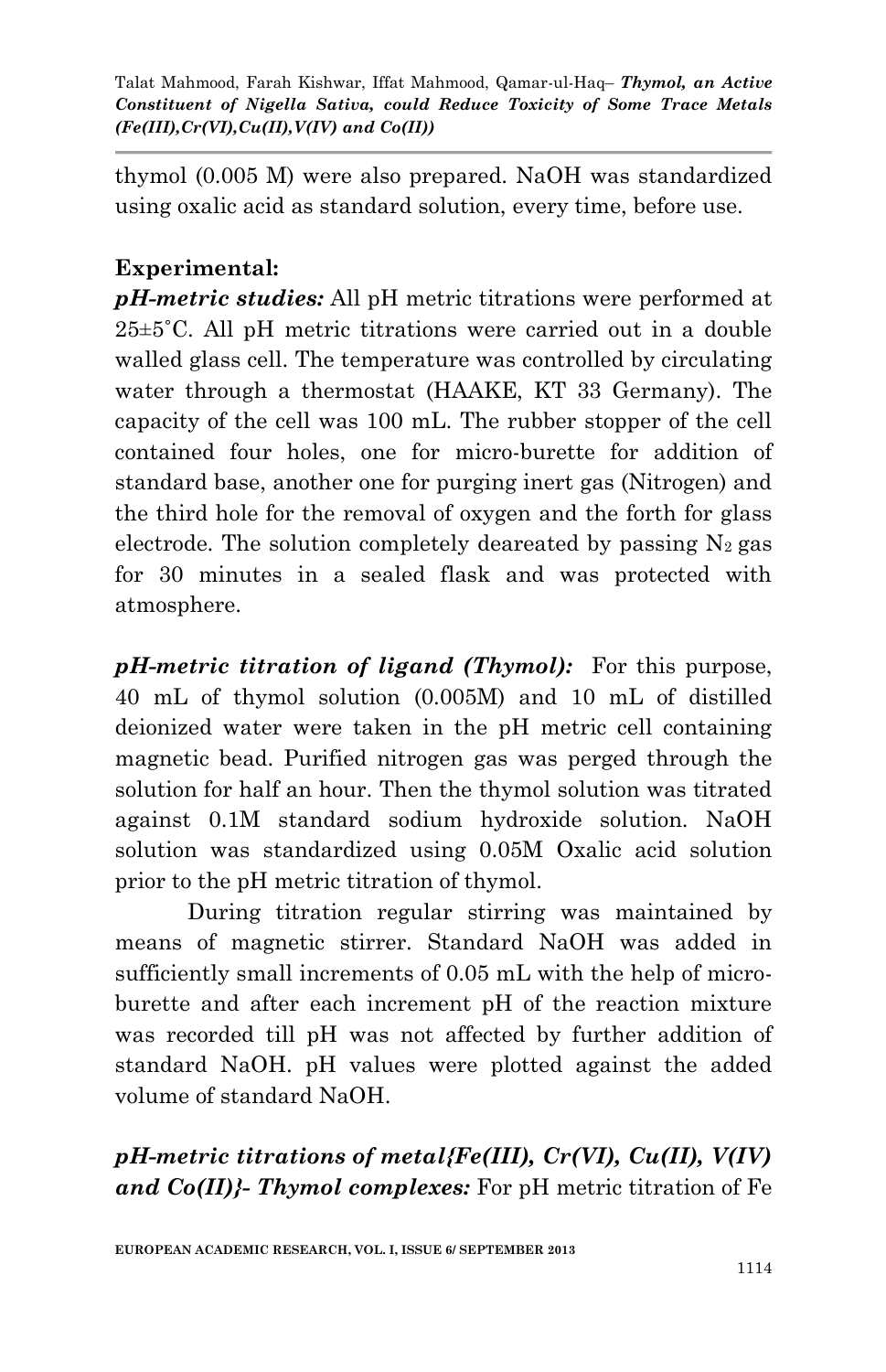thymol (0.005 M) were also prepared. NaOH was standardized using oxalic acid as standard solution, every time, before use.

**Experimental:**

***pH-metric studies:*** All pH metric titrations were performed at 25±5˚C. All pH metric titrations were carried out in a double walled glass cell. The temperature was controlled by circulating water through a thermostat (HAAKE, KT 33 Germany). The capacity of the cell was 100 mL. The rubber stopper of the cell contained four holes, one for micro-burette for addition of standard base, another one for purging inert gas (Nitrogen) and the third hole for the removal of oxygen and the forth for glass electrode. The solution completely deareated by passing $N_2$ gas for 30 minutes in a sealed flask and was protected with atmosphere.

***pH-metric titration of ligand (Thymol):*** For this purpose, 40 mL of thymol solution (0.005M) and 10 mL of distilled deionized water were taken in the pH metric cell containing magnetic bead. Purified nitrogen gas was perged through the solution for half an hour. Then the thymol solution was titrated against 0.1M standard sodium hydroxide solution. NaOH solution was standardized using 0.05M Oxalic acid solution prior to the pH metric titration of thymol.

During titration regular stirring was maintained by means of magnetic stirrer. Standard NaOH was added in sufficiently small increments of 0.05 mL with the help of micro-burette and after each increment pH of the reaction mixture was recorded till pH was not affected by further addition of standard NaOH. pH values were plotted against the added volume of standard NaOH.

***pH-metric titrations of metal{Fe(III), Cr(VI), Cu(II), V(IV) and Co(II)}- Thymol complexes:*** For pH metric titration of Fe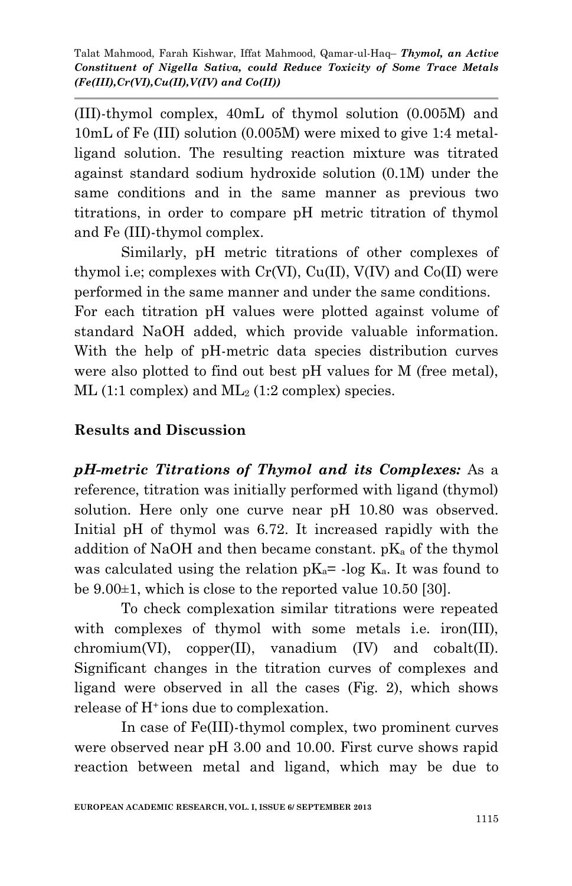(III)-thymol complex, 40mL of thymol solution (0.005M) and 10mL of Fe (III) solution (0.005M) were mixed to give 1:4 metal-ligand solution. The resulting reaction mixture was titrated against standard sodium hydroxide solution (0.1M) under the same conditions and in the same manner as previous two titrations, in order to compare pH metric titration of thymol and Fe (III)-thymol complex.

Similarly, pH metric titrations of other complexes of thymol i.e; complexes with Cr(VI), Cu(II), V(IV) and Co(II) were performed in the same manner and under the same conditions.

For each titration pH values were plotted against volume of standard NaOH added, which provide valuable information. With the help of pH-metric data species distribution curves were also plotted to find out best pH values for M (free metal), ML (1:1 complex) and $ML_2$ (1:2 complex) species.

## Results and Discussion

***pH-metric Titrations of Thymol and its Complexes:*** As a reference, titration was initially performed with ligand (thymol) solution. Here only one curve near pH 10.80 was observed. Initial pH of thymol was 6.72. It increased rapidly with the addition of NaOH and then became constant. $pK_a$ of the thymol was calculated using the relation $pK_a = -\log K_a$. It was found to be 9.00±1, which is close to the reported value 10.50 [30].

To check complexation similar titrations were repeated with complexes of thymol with some metals i.e. iron(III), chromium(VI), copper(II), vanadium (IV) and cobalt(II). Significant changes in the titration curves of complexes and ligand were observed in all the cases (Fig. 2), which shows release of $H^+$ ions due to complexation.

In case of Fe(III)-thymol complex, two prominent curves were observed near pH 3.00 and 10.00. First curve shows rapid reaction between metal and ligand, which may be due to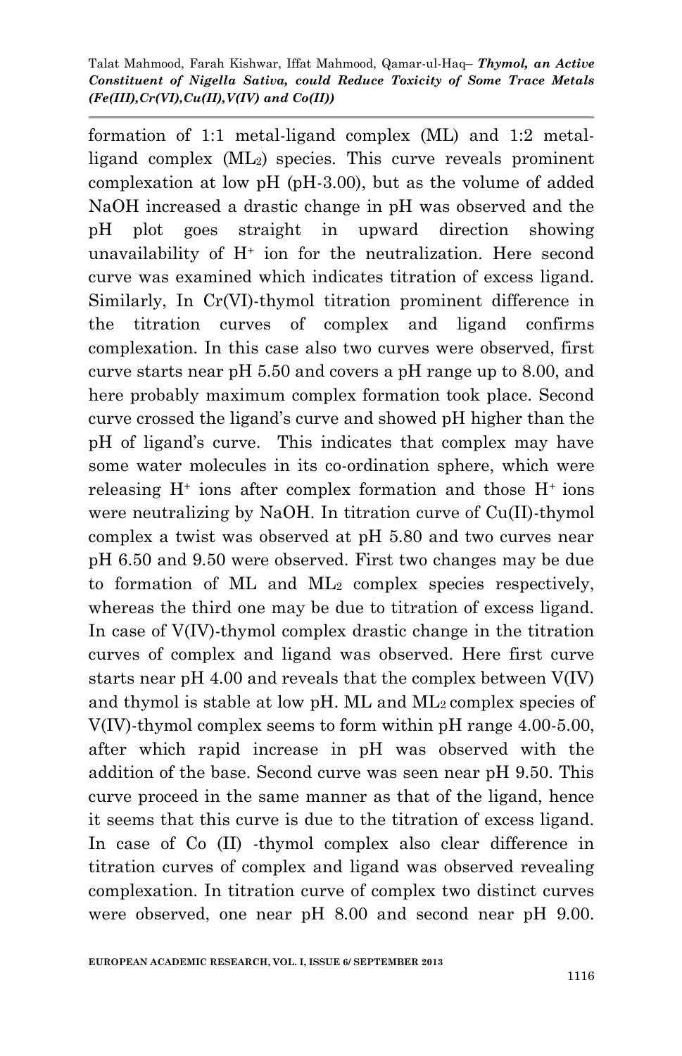formation of 1:1 metal-ligand complex (ML) and 1:2 metal-ligand complex ($ML_2$) species. This curve reveals prominent complexation at low pH (pH-3.00), but as the volume of added NaOH increased a drastic change in pH was observed and the pH plot goes straight in upward direction showing unavailability of $H^+$ ion for the neutralization. Here second curve was examined which indicates titration of excess ligand. Similarly, In Cr(VI)-thymol titration prominent difference in the titration curves of complex and ligand confirms complexation. In this case also two curves were observed, first curve starts near pH 5.50 and covers a pH range up to 8.00, and here probably maximum complex formation took place. Second curve crossed the ligand's curve and showed pH higher than the pH of ligand's curve. This indicates that complex may have some water molecules in its co-ordination sphere, which were releasing $H^+$ ions after complex formation and those $H^+$ ions were neutralizing by NaOH. In titration curve of Cu(II)-thymol complex a twist was observed at pH 5.80 and two curves near pH 6.50 and 9.50 were observed. First two changes may be due to formation of ML and $ML_2$ complex species respectively, whereas the third one may be due to titration of excess ligand. In case of V(IV)-thymol complex drastic change in the titration curves of complex and ligand was observed. Here first curve starts near pH 4.00 and reveals that the complex between V(IV) and thymol is stable at low pH. ML and $ML_2$ complex species of V(IV)-thymol complex seems to form within pH range 4.00-5.00, after which rapid increase in pH was observed with the addition of the base. Second curve was seen near pH 9.50. This curve proceed in the same manner as that of the ligand, hence it seems that this curve is due to the titration of excess ligand. In case of Co (II) -thymol complex also clear difference in titration curves of complex and ligand was observed revealing complexation. In titration curve of complex two distinct curves were observed, one near pH 8.00 and second near pH 9.00.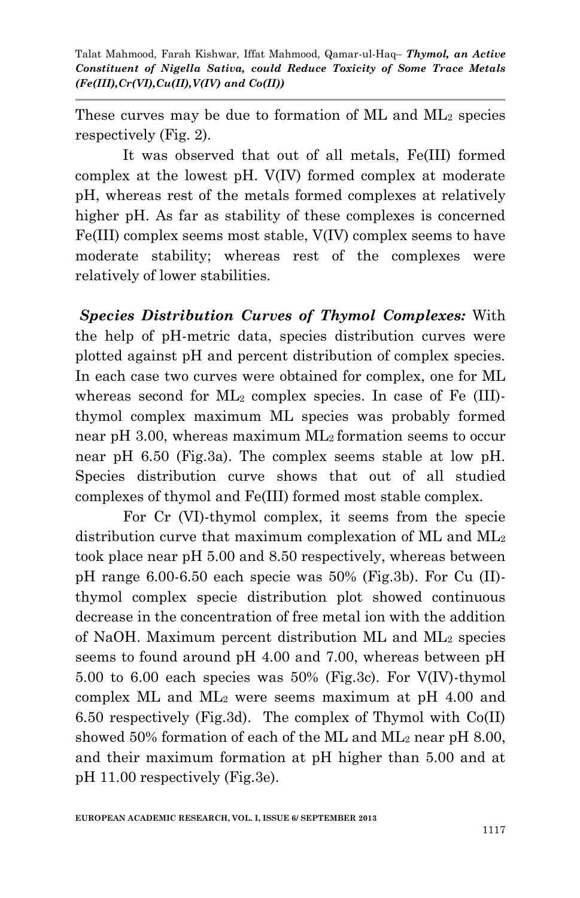These curves may be due to formation of ML and $ML_2$ species respectively (Fig. 2).

It was observed that out of all metals, Fe(III) formed complex at the lowest pH. V(IV) formed complex at moderate pH, whereas rest of the metals formed complexes at relatively higher pH. As far as stability of these complexes is concerned Fe(III) complex seems most stable, V(IV) complex seems to have moderate stability; whereas rest of the complexes were relatively of lower stabilities.

***Species Distribution Curves of Thymol Complexes:*** With the help of pH-metric data, species distribution curves were plotted against pH and percent distribution of complex species. In each case two curves were obtained for complex, one for ML whereas second for $ML_2$ complex species. In case of Fe (III)-thymol complex maximum ML species was probably formed near pH 3.00, whereas maximum $ML_2$ formation seems to occur near pH 6.50 (Fig.3a). The complex seems stable at low pH. Species distribution curve shows that out of all studied complexes of thymol and Fe(III) formed most stable complex.

For Cr (VI)-thymol complex, it seems from the specie distribution curve that maximum complexation of ML and $ML_2$ took place near pH 5.00 and 8.50 respectively, whereas between pH range 6.00-6.50 each specie was 50% (Fig.3b). For Cu (II)-thymol complex specie distribution plot showed continuous decrease in the concentration of free metal ion with the addition of NaOH. Maximum percent distribution ML and $ML_2$ species seems to found around pH 4.00 and 7.00, whereas between pH 5.00 to 6.00 each species was 50% (Fig.3c). For V(IV)-thymol complex ML and $ML_2$ were seems maximum at pH 4.00 and 6.50 respectively (Fig.3d). The complex of Thymol with Co(II) showed 50% formation of each of the ML and $ML_2$ near pH 8.00, and their maximum formation at pH higher than 5.00 and at pH 11.00 respectively (Fig.3e).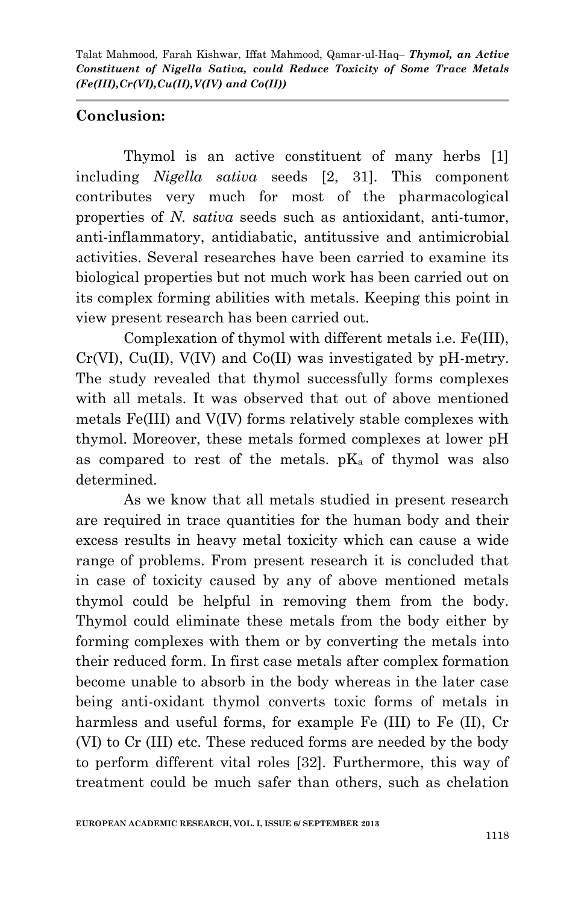## Conclusion:

Thymol is an active constituent of many herbs [1] including *Nigella sativa* seeds [2, 31]. This component contributes very much for most of the pharmacological properties of *N. sativa* seeds such as antioxidant, anti-tumor, anti-inflammatory, antidiabatic, antitussive and antimicrobial activities. Several researches have been carried to examine its biological properties but not much work has been carried out on its complex forming abilities with metals. Keeping this point in view present research has been carried out.

Complexation of thymol with different metals i.e. Fe(III), Cr(VI), Cu(II), V(IV) and Co(II) was investigated by pH-metry. The study revealed that thymol successfully forms complexes with all metals. It was observed that out of above mentioned metals Fe(III) and V(IV) forms relatively stable complexes with thymol. Moreover, these metals formed complexes at lower pH as compared to rest of the metals. $pK_a$ of thymol was also determined.

As we know that all metals studied in present research are required in trace quantities for the human body and their excess results in heavy metal toxicity which can cause a wide range of problems. From present research it is concluded that in case of toxicity caused by any of above mentioned metals thymol could be helpful in removing them from the body. Thymol could eliminate these metals from the body either by forming complexes with them or by converting the metals into their reduced form. In first case metals after complex formation become unable to absorb in the body whereas in the later case being anti-oxidant thymol converts toxic forms of metals in harmless and useful forms, for example Fe (III) to Fe (II), Cr (VI) to Cr (III) etc. These reduced forms are needed by the body to perform different vital roles [32]. Furthermore, this way of treatment could be much safer than others, such as chelation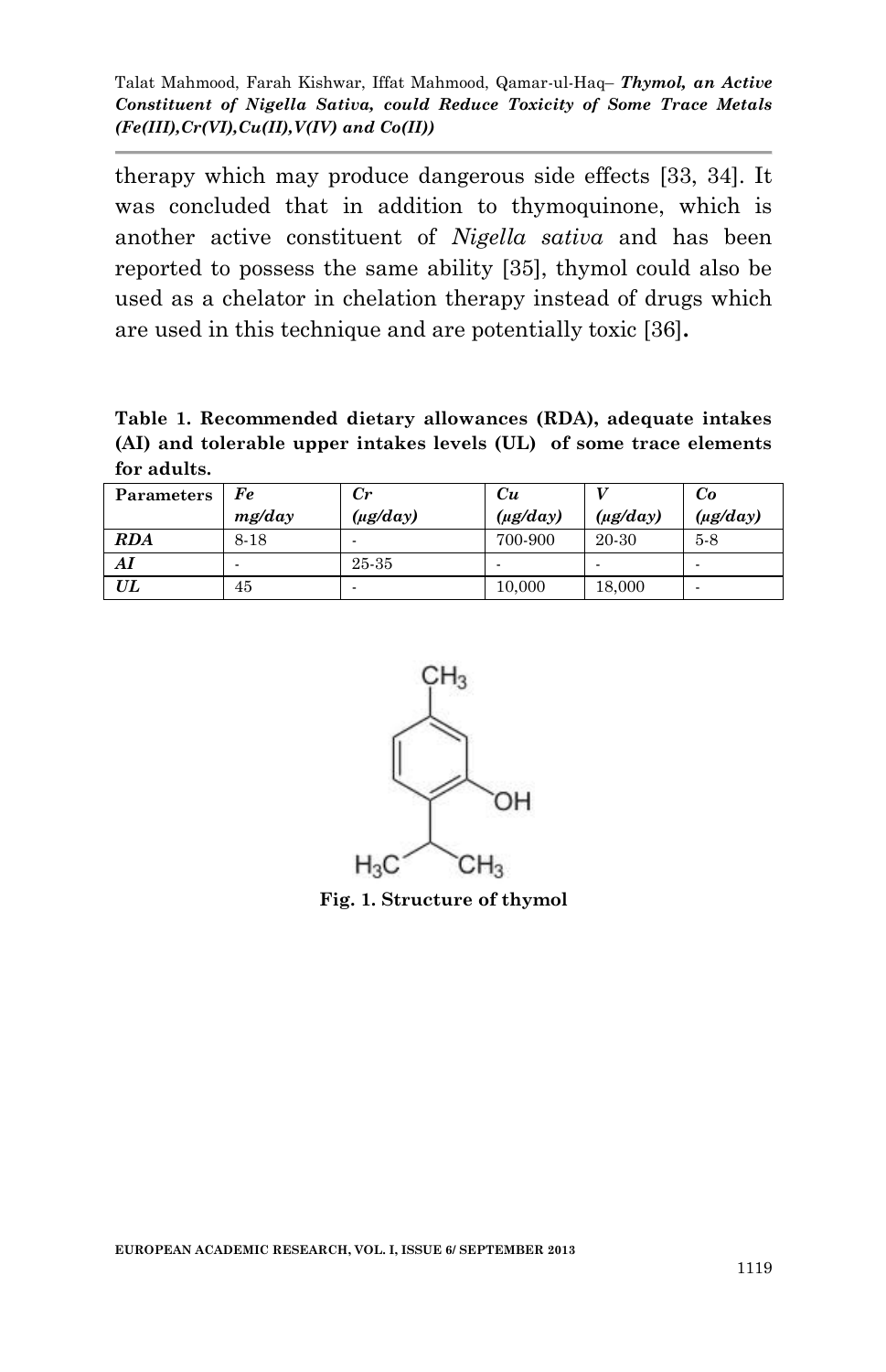therapy which may produce dangerous side effects [33, 34]. It was concluded that in addition to thymoquinone, which is another active constituent of *Nigella sativa* and has been reported to possess the same ability [35], thymol could also be used as a chelator in chelation therapy instead of drugs which are used in this technique and are potentially toxic [36].

**Table 1. Recommended dietary allowances (RDA), adequate intakes (AI) and tolerable upper intakes levels (UL) of some trace elements for adults.**

| Parameters | *Fe* *mg/day* | *Cr* *(μg/day)* | *Cu* *(μg/day)* | *V* *(μg/day)* | *Co* *(μg/day)* |
|---|---|---|---|---|---|
| ***RDA*** | 8-18 | - | 700-900 | 20-30 | 5-8 |
| ***AI*** | - | 25-35 | - | - | - |
| ***UL*** | 45 | - | 10,000 | 18,000 | - |

**Fig. 1. Structure of thymol**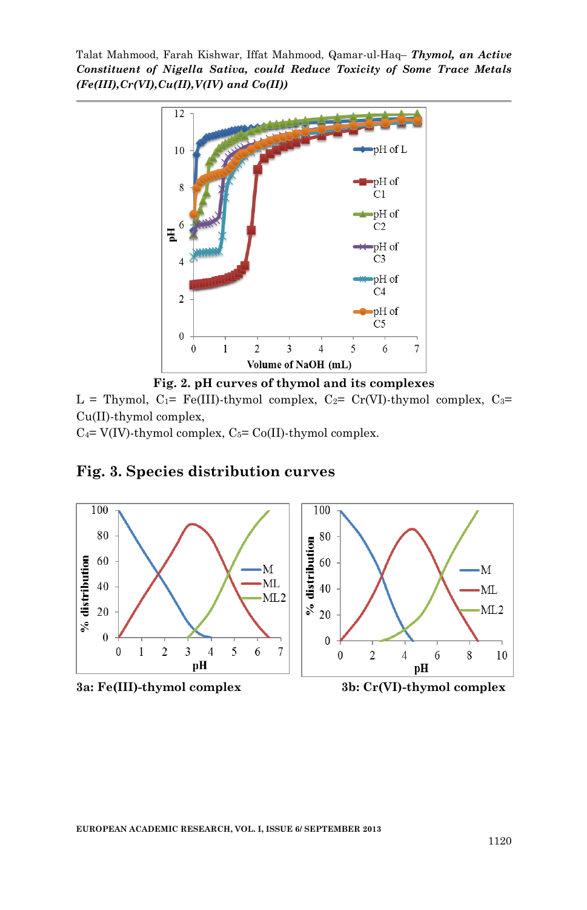**Fig. 2. pH curves of thymol and its complexes**

L = Thymol, $C_1$= Fe(III)-thymol complex, $C_2$= Cr(VI)-thymol complex, $C_3$= Cu(II)-thymol complex,

$C_4$= V(IV)-thymol complex, $C_5$= Co(II)-thymol complex.

## Fig. 3. Species distribution curves

**3a: Fe(III)-thymol complex**

**3b: Cr(VI)-thymol complex**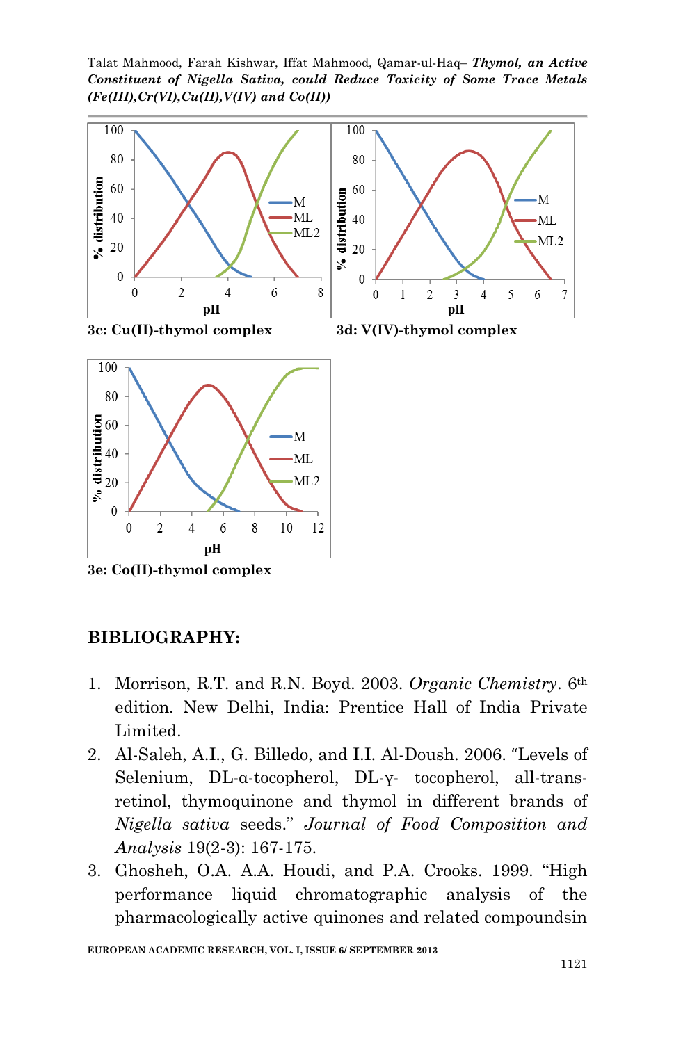3c: Cu(II)-thymol complex

3d: V(IV)-thymol complex

3e: Co(II)-thymol complex

## BIBLIOGRAPHY:

1. Morrison, R.T. and R.N. Boyd. 2003. *Organic Chemistry*. 6th edition. New Delhi, India: Prentice Hall of India Private Limited.
2. Al-Saleh, A.I., G. Billedo, and I.I. Al-Doush. 2006. "Levels of Selenium, DL-α-tocopherol, DL-γ- tocopherol, all-trans-retinol, thymoquinone and thymol in different brands of *Nigella sativa* seeds." *Journal of Food Composition and Analysis* 19(2-3): 167-175.
3. Ghosheh, O.A. A.A. Houdi, and P.A. Crooks. 1999. "High performance liquid chromatographic analysis of the pharmacologically active quinones and related compoundsin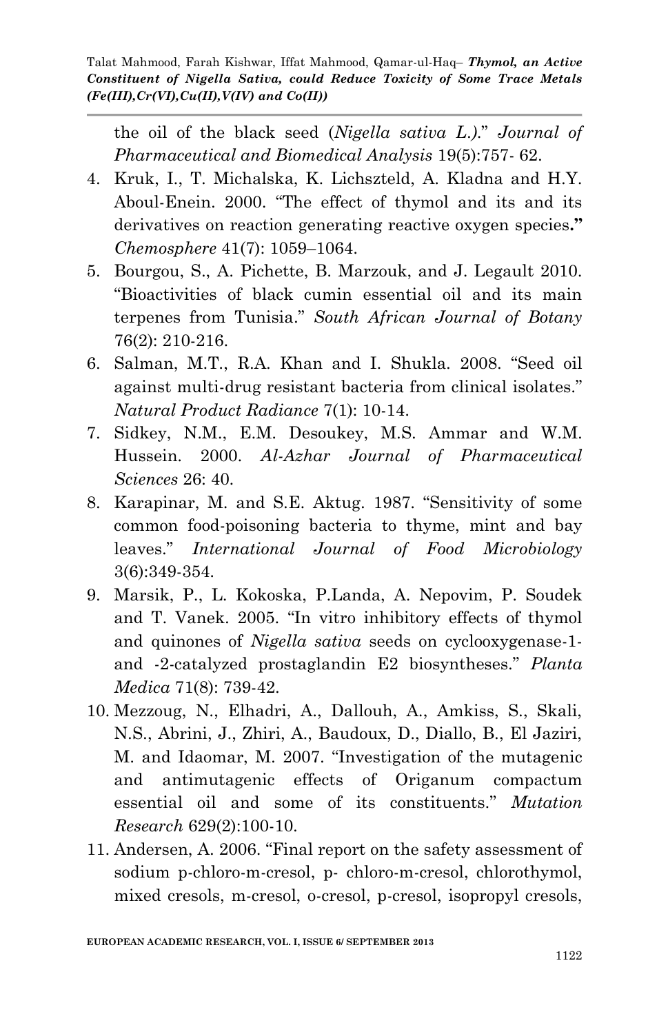the oil of the black seed (*Nigella sativa L.)*." *Journal of Pharmaceutical and Biomedical Analysis* 19(5):757- 62.

4. Kruk, I., T. Michalska, K. Lichszteld, A. Kladna and H.Y. Aboul-Enein. 2000. "The effect of thymol and its and its derivatives on reaction generating reactive oxygen species**."** *Chemosphere* 41(7): 1059–1064.
5. Bourgou, S., A. Pichette, B. Marzouk, and J. Legault 2010. "Bioactivities of black cumin essential oil and its main terpenes from Tunisia." *South African Journal of Botany* 76(2): 210-216.
6. Salman, M.T., R.A. Khan and I. Shukla. 2008. "Seed oil against multi-drug resistant bacteria from clinical isolates." *Natural Product Radiance* 7(1): 10-14.
7. Sidkey, N.M., E.M. Desoukey, M.S. Ammar and W.M. Hussein. 2000. *Al-Azhar Journal of Pharmaceutical Sciences* 26: 40.
8. Karapinar, M. and S.E. Aktug. 1987. "Sensitivity of some common food-poisoning bacteria to thyme, mint and bay leaves." *International Journal of Food Microbiology* 3(6):349-354.
9. Marsik, P., L. Kokoska, P.Landa, A. Nepovim, P. Soudek and T. Vanek. 2005. "In vitro inhibitory effects of thymol and quinones of *Nigella sativa* seeds on cyclooxygenase-1- and -2-catalyzed prostaglandin E2 biosyntheses." *Planta Medica* 71(8): 739-42.
10. Mezzoug, N., Elhadri, A., Dallouh, A., Amkiss, S., Skali, N.S., Abrini, J., Zhiri, A., Baudoux, D., Diallo, B., El Jaziri, M. and Idaomar, M. 2007. "Investigation of the mutagenic and antimutagenic effects of Origanum compactum essential oil and some of its constituents." *Mutation Research* 629(2):100-10.
11. Andersen, A. 2006. "Final report on the safety assessment of sodium p-chloro-m-cresol, p- chloro-m-cresol, chlorothymol, mixed cresols, m-cresol, o-cresol, p-cresol, isopropyl cresols,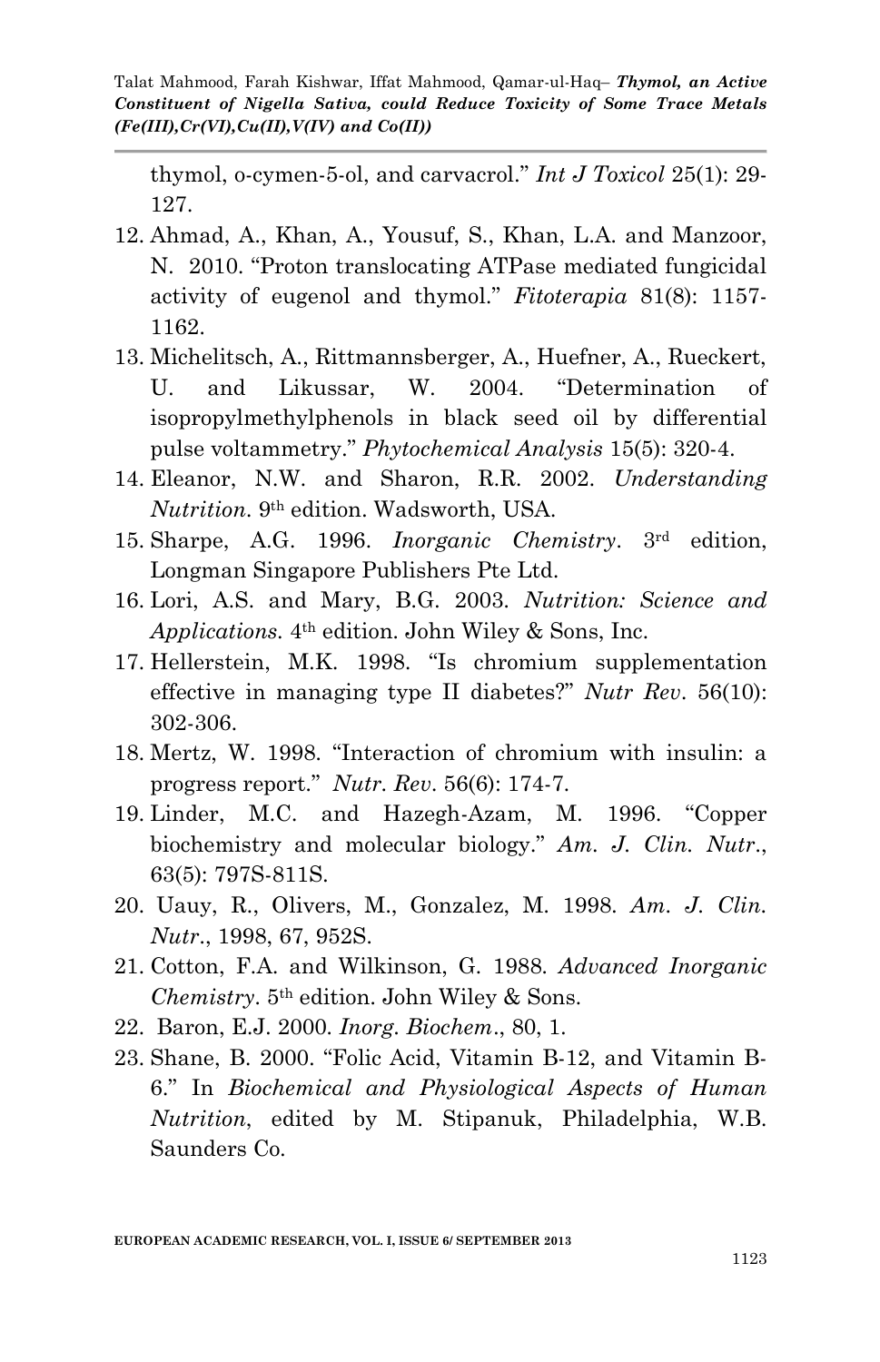thymol, o-cymen-5-ol, and carvacrol." *Int J Toxicol* 25(1): 29-127.

12. Ahmad, A., Khan, A., Yousuf, S., Khan, L.A. and Manzoor, N. 2010. "Proton translocating ATPase mediated fungicidal activity of eugenol and thymol." *Fitoterapia* 81(8): 1157-1162.
13. Michelitsch, A., Rittmannsberger, A., Huefner, A., Rueckert, U. and Likussar, W. 2004. "Determination of isopropylmethylphenols in black seed oil by differential pulse voltammetry." *Phytochemical Analysis* 15(5): 320-4.
14. Eleanor, N.W. and Sharon, R.R. 2002. *Understanding Nutrition*. 9th edition. Wadsworth, USA.
15. Sharpe, A.G. 1996. *Inorganic Chemistry*. 3rd edition, Longman Singapore Publishers Pte Ltd.
16. Lori, A.S. and Mary, B.G. 2003. *Nutrition: Science and Applications*. 4th edition. John Wiley & Sons, Inc.
17. Hellerstein, M.K. 1998. "Is chromium supplementation effective in managing type II diabetes?" *Nutr Rev*. 56(10): 302-306.
18. Mertz, W. 1998. "Interaction of chromium with insulin: a progress report." *Nutr. Rev*. 56(6): 174-7.
19. Linder, M.C. and Hazegh-Azam, M. 1996. "Copper biochemistry and molecular biology." *Am. J. Clin. Nutr.*, 63(5): 797S-811S.
20. Uauy, R., Olivers, M., Gonzalez, M. 1998. *Am. J. Clin. Nutr.*, 1998, 67, 952S.
21. Cotton, F.A. and Wilkinson, G. 1988. *Advanced Inorganic Chemistry*. 5th edition. John Wiley & Sons.
22. Baron, E.J. 2000. *Inorg. Biochem.*, 80, 1.
23. Shane, B. 2000. "Folic Acid, Vitamin B-12, and Vitamin B-6." In *Biochemical and Physiological Aspects of Human Nutrition*, edited by M. Stipanuk, Philadelphia, W.B. Saunders Co.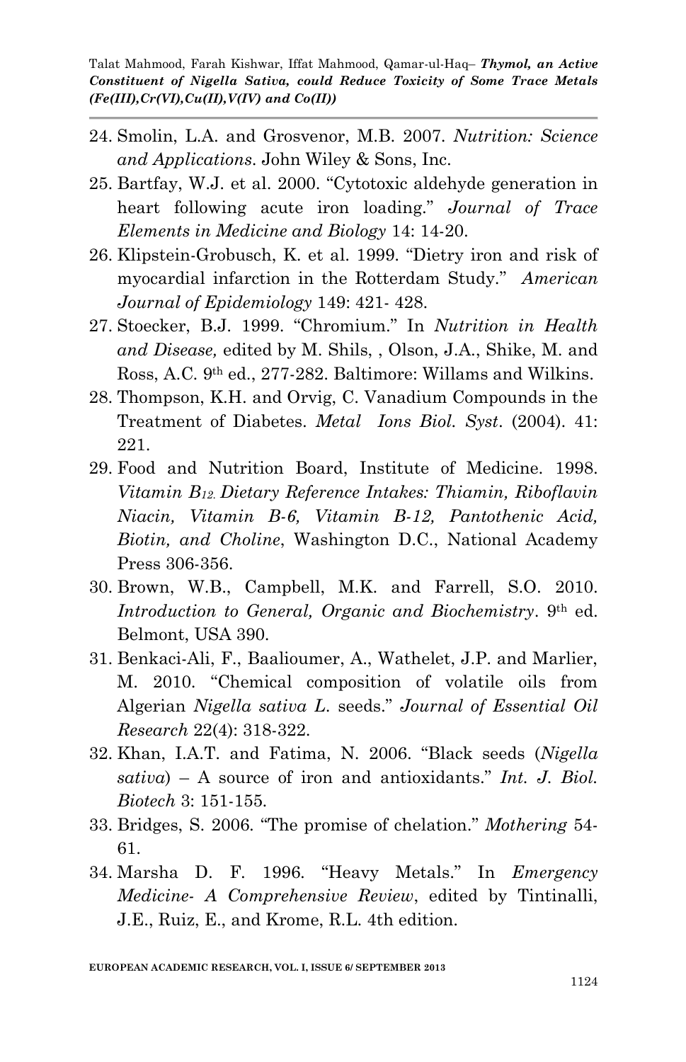24. Smolin, L.A. and Grosvenor, M.B. 2007. *Nutrition: Science and Applications*. John Wiley & Sons, Inc.
25. Bartfay, W.J. et al. 2000. "Cytotoxic aldehyde generation in heart following acute iron loading." *Journal of Trace Elements in Medicine and Biology* 14: 14-20.
26. Klipstein-Grobusch, K. et al. 1999. "Dietry iron and risk of myocardial infarction in the Rotterdam Study." *American Journal of Epidemiology* 149: 421- 428.
27. Stoecker, B.J. 1999. "Chromium." In *Nutrition in Health and Disease,* edited by M. Shils, , Olson, J.A., Shike, M. and Ross, A.C. 9th ed., 277-282. Baltimore: Willams and Wilkins.
28. Thompson, K.H. and Orvig, C. Vanadium Compounds in the Treatment of Diabetes. *Metal Ions Biol. Syst*. (2004). 41: 221.
29. Food and Nutrition Board, Institute of Medicine. 1998. *Vitamin $B_{12}$. Dietary Reference Intakes: Thiamin, Riboflavin Niacin, Vitamin B-6, Vitamin B-12, Pantothenic Acid, Biotin, and Choline*, Washington D.C., National Academy Press 306-356.
30. Brown, W.B., Campbell, M.K. and Farrell, S.O. 2010. *Introduction to General, Organic and Biochemistry*. 9th ed. Belmont, USA 390.
31. Benkaci-Ali, F., Baalioumer, A., Wathelet, J.P. and Marlier, M. 2010. "Chemical composition of volatile oils from Algerian *Nigella sativa L.* seeds." *Journal of Essential Oil Research* 22(4): 318-322.
32. Khan, I.A.T. and Fatima, N. 2006. "Black seeds (*Nigella sativa*) – A source of iron and antioxidants." *Int. J. Biol. Biotech* 3: 151-155.
33. Bridges, S. 2006. "The promise of chelation." *Mothering* 54-61.
34. Marsha D. F. 1996. "Heavy Metals." In *Emergency Medicine- A Comprehensive Review*, edited by Tintinalli, J.E., Ruiz, E., and Krome, R.L. 4th edition.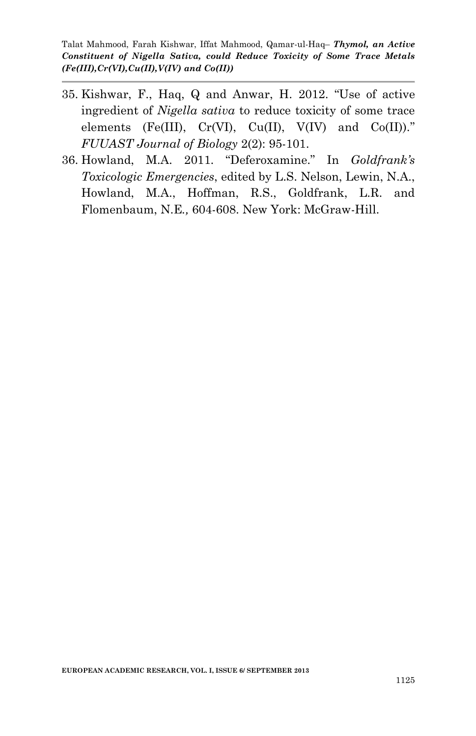35. Kishwar, F., Haq, Q and Anwar, H. 2012. "Use of active ingredient of *Nigella sativa* to reduce toxicity of some trace elements (Fe(III), Cr(VI), Cu(II), V(IV) and Co(II))." *FUUAST Journal of Biology* 2(2): 95-101.
36. Howland, M.A. 2011. "Deferoxamine." In *Goldfrank's Toxicologic Emergencies*, edited by L.S. Nelson, Lewin, N.A., Howland, M.A., Hoffman, R.S., Goldfrank, L.R. and Flomenbaum, N.E*.,* 604-608. New York: McGraw-Hill.